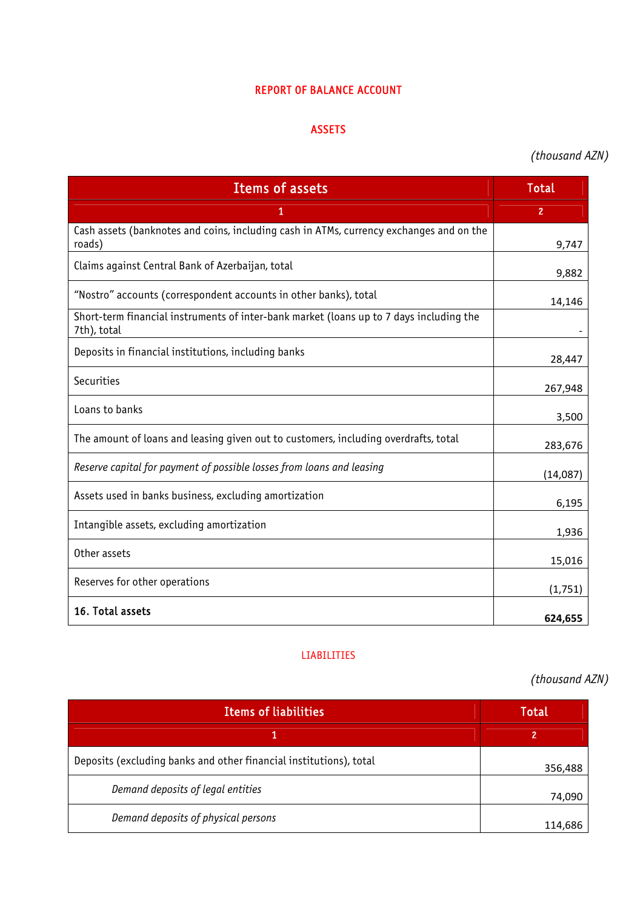## REPORT OF BALANCE ACCOUNT

### ASSETS

*(thousand AZN)*

| Items of assets | Total |
|---|---|
| 1 | 2 |
| Cash assets (banknotes and coins, including cash in ATMs, currency exchanges and on the roads) | 9,747 |
| Claims against Central Bank of Azerbaijan, total | 9,882 |
| “Nostro” accounts (correspondent accounts in other banks), total | 14,146 |
| Short-term financial instruments of inter-bank market (loans up to 7 days including the 7th), total | - |
| Deposits in financial institutions, including banks | 28,447 |
| Securities | 267,948 |
| Loans to banks | 3,500 |
| The amount of loans and leasing given out to customers, including overdrafts, total | 283,676 |
| *Reserve capital for payment of possible losses from loans and leasing* | (14,087) |
| Assets used in banks business, excluding amortization | 6,195 |
| Intangible assets, excluding amortization | 1,936 |
| Other assets | 15,016 |
| Reserves for other operations | (1,751) |
| **16. Total assets** | **624,655** |

### LIABILITIES

*(thousand AZN)*

| Items of liabilities | Total |
|---|---|
| 1 | 2 |
| Deposits (excluding banks and other financial institutions), total | 356,488 |
| *Demand deposits of legal entities* | 74,090 |
| *Demand deposits of physical persons* | 114,686 |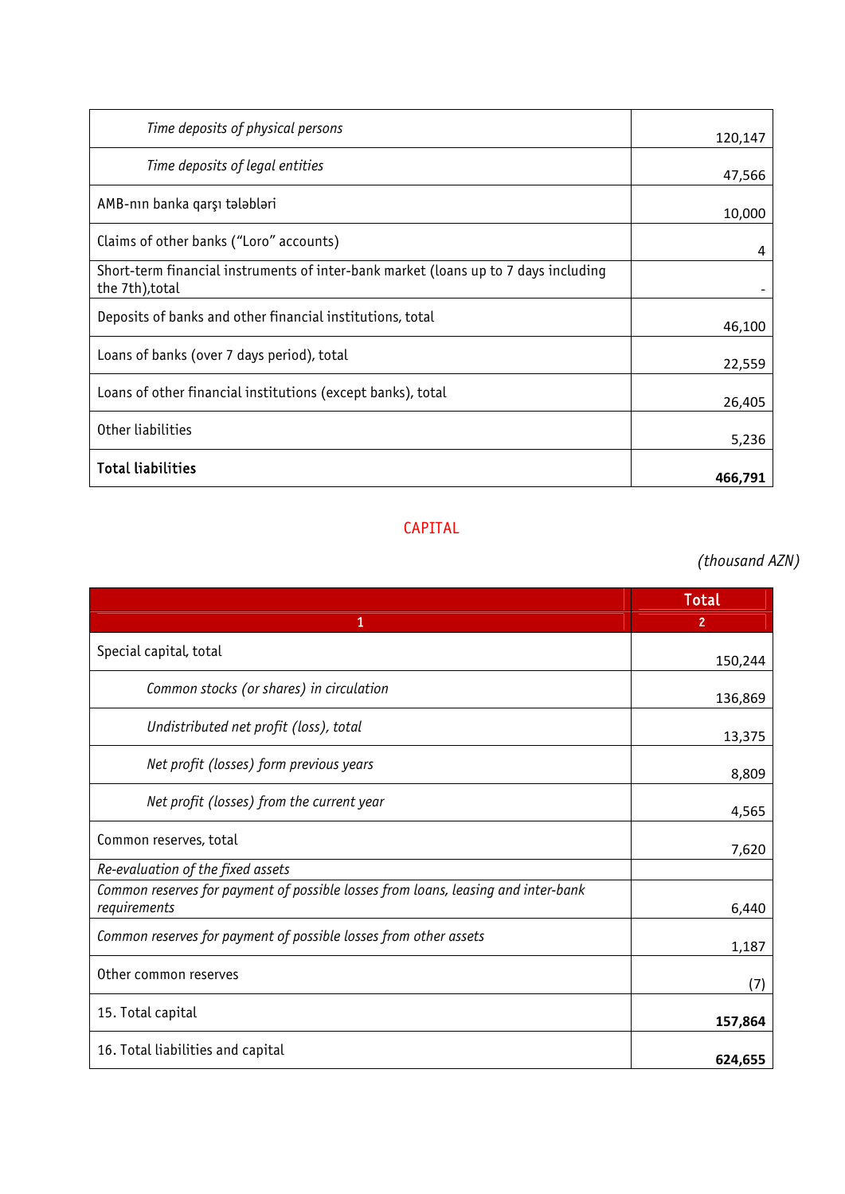| | |
|---|---|
| *Time deposits of physical persons* | 120,147 |
| *Time deposits of legal entities* | 47,566 |
| AMB-nın banka qarşı tələbləri | 10,000 |
| Claims of other banks ("Loro" accounts) | 4 |
| Short-term financial instruments of inter-bank market (loans up to 7 days including the 7th),total | - |
| Deposits of banks and other financial institutions, total | 46,100 |
| Loans of banks (over 7 days period), total | 22,559 |
| Loans of other financial institutions (except banks), total | 26,405 |
| Other liabilities | 5,236 |
| **Total liabilities** | **466,791** |

## CAPITAL

*(thousand AZN)*

| 1 | Total<br>2 |
|---|---|
| Special capital, total | 150,244 |
| *Common stocks (or shares) in circulation* | 136,869 |
| *Undistributed net profit (loss), total* | 13,375 |
| *Net profit (losses) form previous years* | 8,809 |
| *Net profit (losses) from the current year* | 4,565 |
| Common reserves, total | 7,620 |
| *Re-evaluation of the fixed assets* | |
| *Common reserves for payment of possible losses from loans, leasing and inter-bank requirements* | 6,440 |
| *Common reserves for payment of possible losses from other assets* | 1,187 |
| Other common reserves | (7) |
| 15. Total capital | **157,864** |
| 16. Total liabilities and capital | **624,655** |